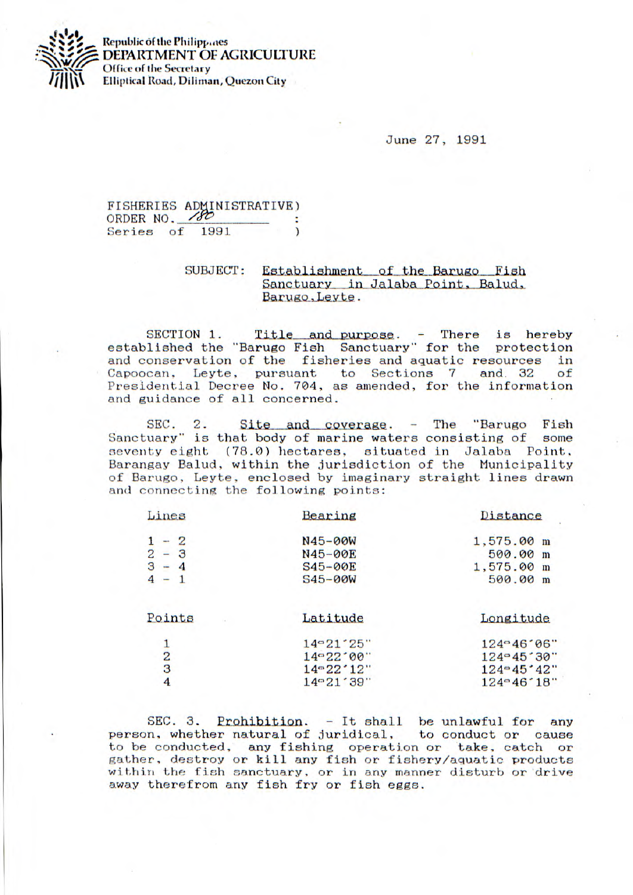Republic of the Philippines
DEPARTMENT OF AGRICULTURE
Office of the Secretary
Elliptical Road, Diliman, Quezon City

June 27, 1991

FISHERIES ADMINISTRATIVE)
ORDER NO. 180 :
Series of 1991 )

SUBJECT: Establishment of the Barugo Fish Sanctuary in Jalaba Point, Balud, Barugo, Leyte.

SECTION 1. Title and purpose. - There is hereby established the "Barugo Fish Sanctuary" for the protection and conservation of the fisheries and aquatic resources in Capoocan, Leyte, pursuant to Sections 7 and 32 of Presidential Decree No. 704, as amended, for the information and guidance of all concerned.

SEC. 2. Site and coverage. - The "Barugo Fish Sanctuary" is that body of marine waters consisting of some seventy eight (78.0) hectares, situated in Jalaba Point, Barangay Balud, within the jurisdiction of the Municipality of Barugo, Leyte, enclosed by imaginary straight lines drawn and connecting the following points:

| Lines | Bearing | Distance |
| --- | --- | --- |
| 1 - 2 | N45-00W | 1,575.00 m |
| 2 - 3 | N45-00E | 500.00 m |
| 3 - 4 | S45-00E | 1,575.00 m |
| 4 - 1 | S45-00W | 500.00 m |

| Points | Latitude | Longitude |
| --- | --- | --- |
| 1 | 14°21'25" | 124°46'06" |
| 2 | 14°22'00" | 124°45'30" |
| 3 | 14°22'12" | 124°45'42" |
| 4 | 14°21'39" | 124°46'18" |

SEC. 3. Prohibition. - It shall be unlawful for any person, whether natural of juridical, to conduct or cause to be conducted, any fishing operation or take, catch or gather, destroy or kill any fish or fishery/aquatic products within the fish sanctuary, or in any manner disturb or drive away therefrom any fish fry or fish eggs.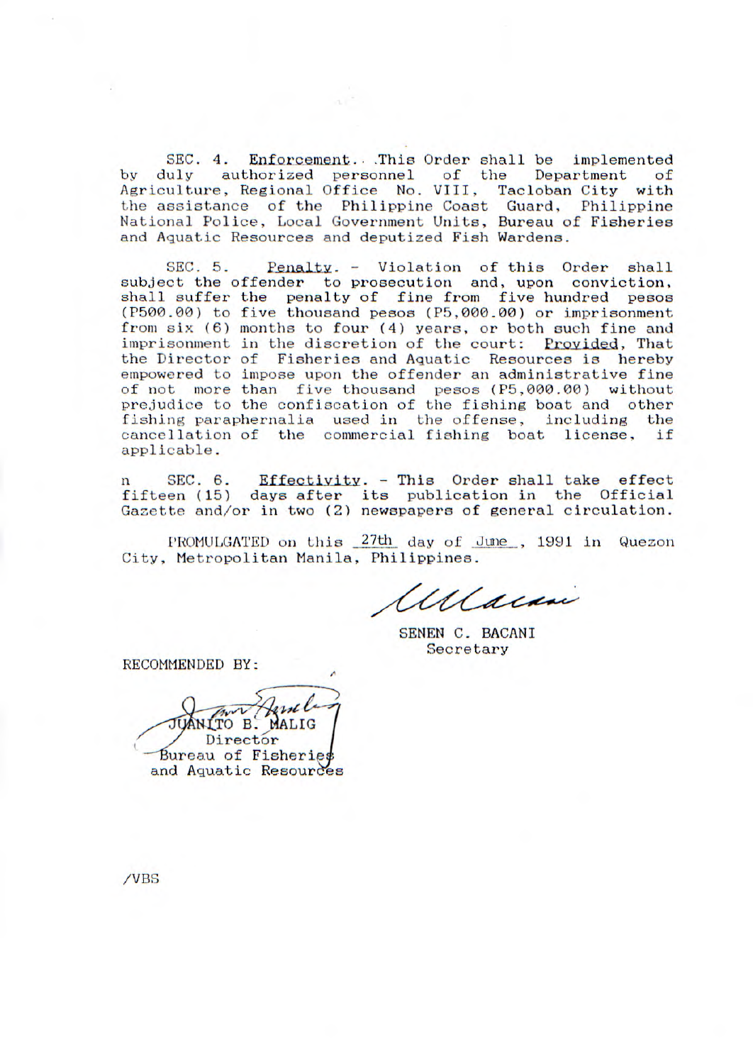SEC. 4. Enforcement. This Order shall be implemented by duly authorized personnel of the Department of Agriculture, Regional Office No. VIII, Tacloban City with the assistance of the Philippine Coast Guard, Philippine National Police, Local Government Units, Bureau of Fisheries and Aquatic Resources and deputized Fish Wardens.

SEC. 5. Penalty. - Violation of this Order shall subject the offender to prosecution and, upon conviction, shall suffer the penalty of fine from five hundred pesos (P500.00) to five thousand pesos (P5,000.00) or imprisonment from six (6) months to four (4) years, or both such fine and imprisonment in the discretion of the court: Provided, That the Director of Fisheries and Aquatic Resources is hereby empowered to impose upon the offender an administrative fine of not more than five thousand pesos (P5,000.00) without prejudice to the confiscation of the fishing boat and other fishing paraphernalia used in the offense, including the cancellation of the commercial fishing boat license, if applicable.

n SEC. 6. Effectivity. - This Order shall take effect fifteen (15) days after its publication in the Official Gazette and/or in two (2) newspapers of general circulation.

PROMULGATED on this 27th day of June, 1991 in Quezon City, Metropolitan Manila, Philippines.

SENEN C. BACANI
Secretary

RECOMMENDED BY:

JUANITO B. MALIG
Director
Bureau of Fisheries and Aquatic Resources

/VBS